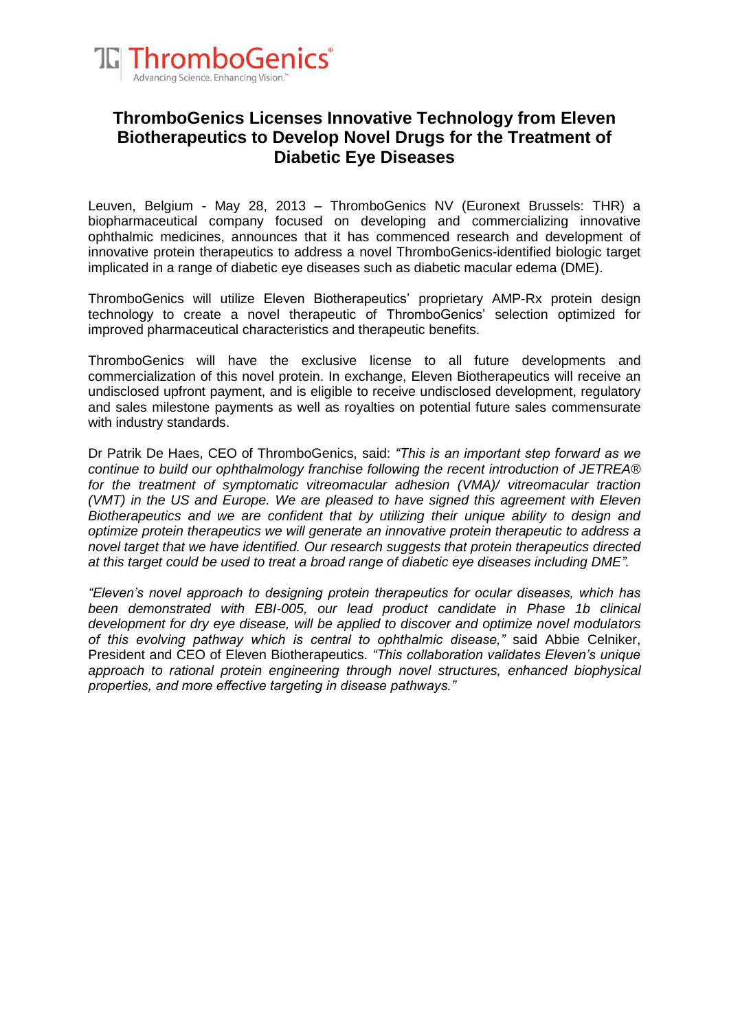# ThromboGenics Licenses Innovative Technology from Eleven Biotherapeutics to Develop Novel Drugs for the Treatment of Diabetic Eye Diseases

Leuven, Belgium - May 28, 2013 – ThromboGenics NV (Euronext Brussels: THR) a biopharmaceutical company focused on developing and commercializing innovative ophthalmic medicines, announces that it has commenced research and development of innovative protein therapeutics to address a novel ThromboGenics-identified biologic target implicated in a range of diabetic eye diseases such as diabetic macular edema (DME).

ThromboGenics will utilize Eleven Biotherapeutics' proprietary AMP-Rx protein design technology to create a novel therapeutic of ThromboGenics' selection optimized for improved pharmaceutical characteristics and therapeutic benefits.

ThromboGenics will have the exclusive license to all future developments and commercialization of this novel protein. In exchange, Eleven Biotherapeutics will receive an undisclosed upfront payment, and is eligible to receive undisclosed development, regulatory and sales milestone payments as well as royalties on potential future sales commensurate with industry standards.

Dr Patrik De Haes, CEO of ThromboGenics, said: *"This is an important step forward as we continue to build our ophthalmology franchise following the recent introduction of JETREA® for the treatment of symptomatic vitreomacular adhesion (VMA)/ vitreomacular traction (VMT) in the US and Europe. We are pleased to have signed this agreement with Eleven Biotherapeutics and we are confident that by utilizing their unique ability to design and optimize protein therapeutics we will generate an innovative protein therapeutic to address a novel target that we have identified. Our research suggests that protein therapeutics directed at this target could be used to treat a broad range of diabetic eye diseases including DME".*

*"Eleven's novel approach to designing protein therapeutics for ocular diseases, which has been demonstrated with EBI-005, our lead product candidate in Phase 1b clinical development for dry eye disease, will be applied to discover and optimize novel modulators of this evolving pathway which is central to ophthalmic disease,"* said Abbie Celniker, President and CEO of Eleven Biotherapeutics. *"This collaboration validates Eleven's unique approach to rational protein engineering through novel structures, enhanced biophysical properties, and more effective targeting in disease pathways."*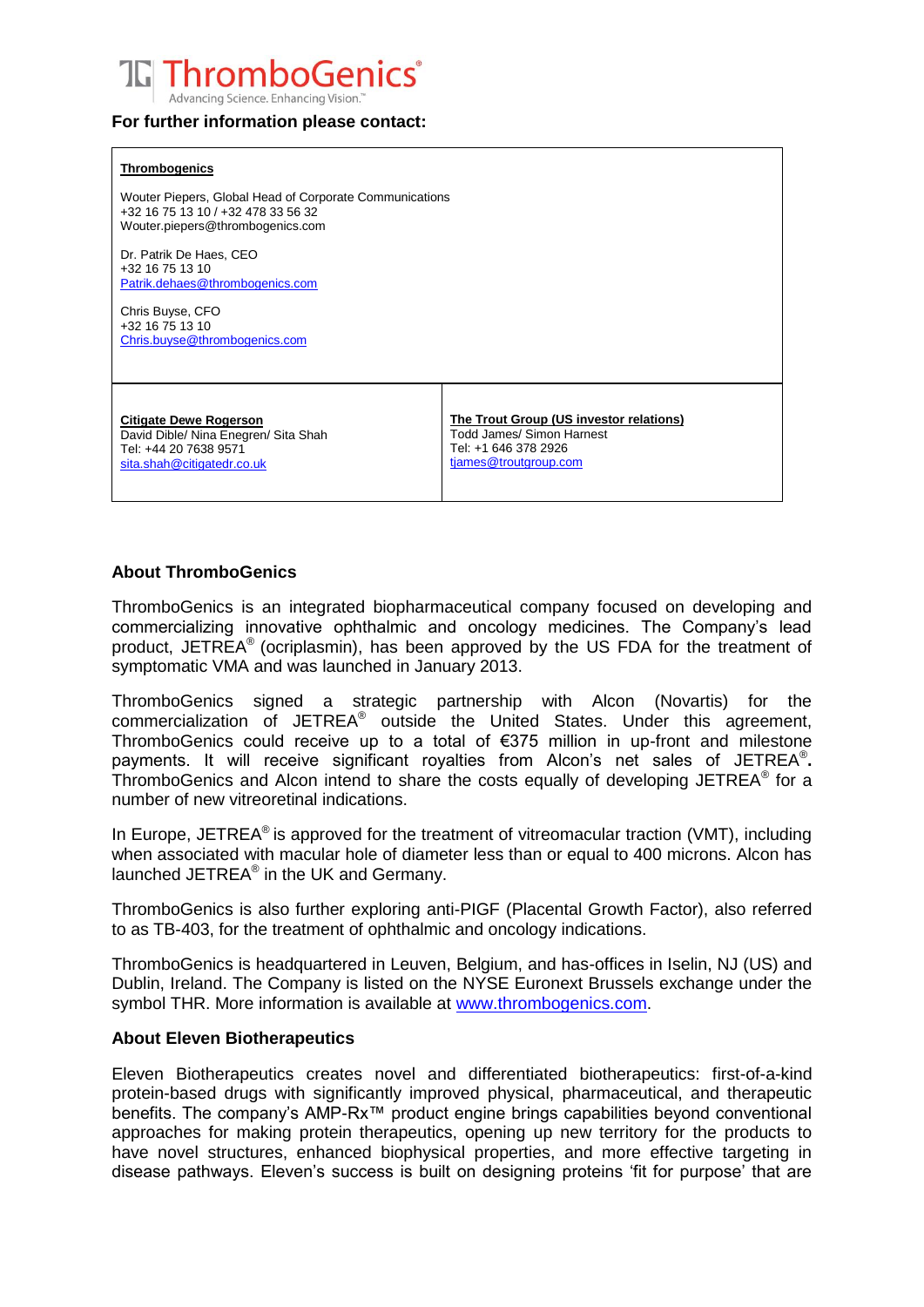**For further information please contact:**

| **Thrombogenics** | |
|---|---|
| Wouter Piepers, Global Head of Corporate Communications<br>+32 16 75 13 10 / +32 478 33 56 32<br>Wouter.piepers@thrombogenics.com<br><br>Dr. Patrik De Haes, CEO<br>+32 16 75 13 10<br>Patrik.dehaes@thrombogenics.com<br><br>Chris Buyse, CFO<br>+32 16 75 13 10<br>Chris.buyse@thrombogenics.com | |
| **Citigate Dewe Rogerson**<br>David Dible/ Nina Enegren/ Sita Shah<br>Tel: +44 20 7638 9571<br>sita.shah@citigatedr.co.uk | **The Trout Group (US investor relations)**<br>Todd James/ Simon Harnest<br>Tel: +1 646 378 2926<br>tjames@troutgroup.com |

### About ThromboGenics

ThromboGenics is an integrated biopharmaceutical company focused on developing and commercializing innovative ophthalmic and oncology medicines. The Company's lead product, JETREA® (ocriplasmin), has been approved by the US FDA for the treatment of symptomatic VMA and was launched in January 2013.

ThromboGenics signed a strategic partnership with Alcon (Novartis) for the commercialization of JETREA® outside the United States. Under this agreement, ThromboGenics could receive up to a total of €375 million in up-front and milestone payments. It will receive significant royalties from Alcon's net sales of JETREA®**.** ThromboGenics and Alcon intend to share the costs equally of developing JETREA® for a number of new vitreoretinal indications.

In Europe, JETREA® is approved for the treatment of vitreomacular traction (VMT), including when associated with macular hole of diameter less than or equal to 400 microns. Alcon has launched JETREA® in the UK and Germany.

ThromboGenics is also further exploring anti-PIGF (Placental Growth Factor), also referred to as TB-403, for the treatment of ophthalmic and oncology indications.

ThromboGenics is headquartered in Leuven, Belgium, and has-offices in Iselin, NJ (US) and Dublin, Ireland. The Company is listed on the NYSE Euronext Brussels exchange under the symbol THR. More information is available at www.thrombogenics.com.

### About Eleven Biotherapeutics

Eleven Biotherapeutics creates novel and differentiated biotherapeutics: first-of-a-kind protein-based drugs with significantly improved physical, pharmaceutical, and therapeutic benefits. The company's AMP-Rx™ product engine brings capabilities beyond conventional approaches for making protein therapeutics, opening up new territory for the products to have novel structures, enhanced biophysical properties, and more effective targeting in disease pathways. Eleven's success is built on designing proteins 'fit for purpose' that are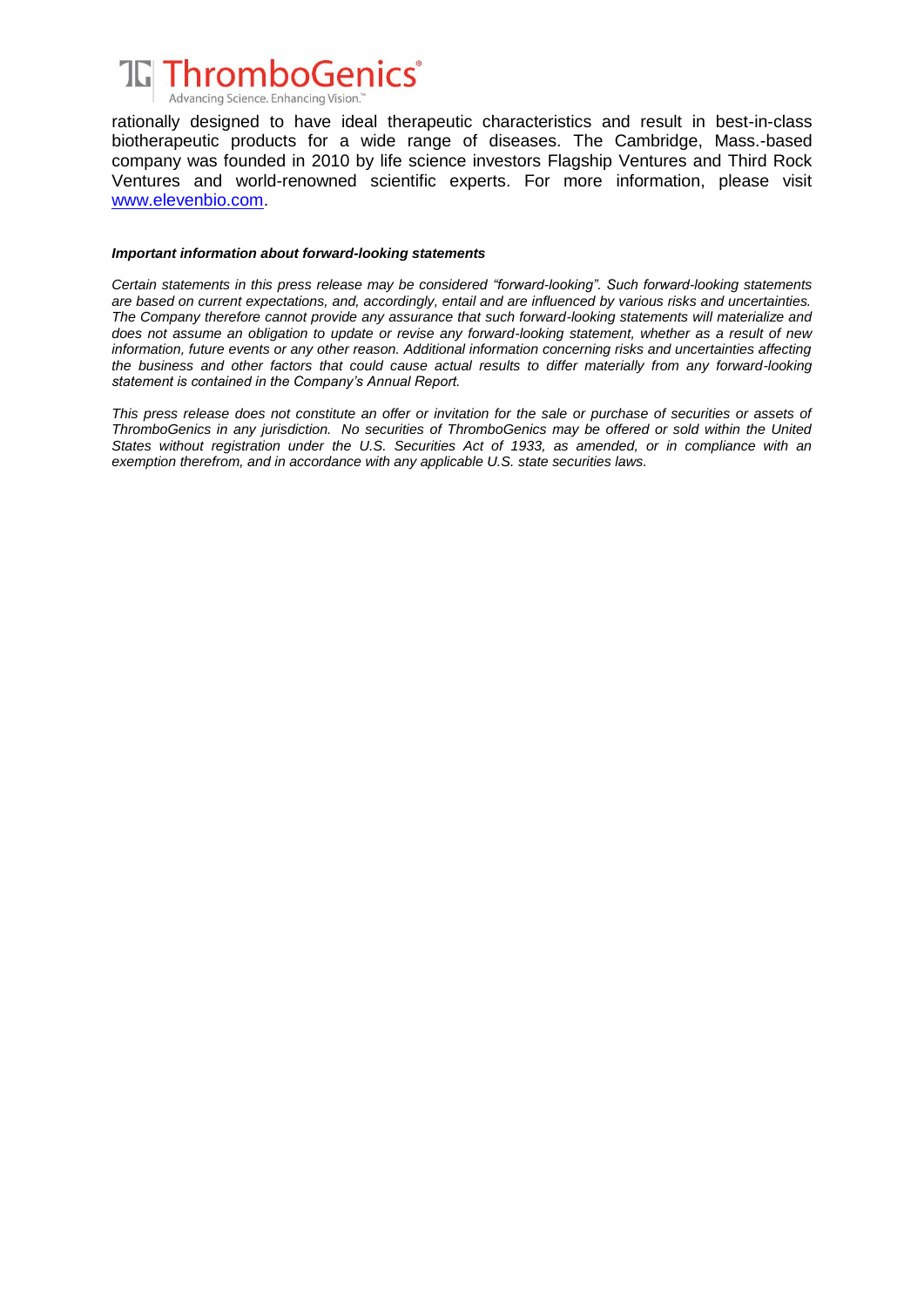rationally designed to have ideal therapeutic characteristics and result in best-in-class biotherapeutic products for a wide range of diseases. The Cambridge, Mass.-based company was founded in 2010 by life science investors Flagship Ventures and Third Rock Ventures and world-renowned scientific experts. For more information, please visit [www.elevenbio.com](http://www.elevenbio.com).

***Important information about forward-looking statements***

*Certain statements in this press release may be considered "forward-looking". Such forward-looking statements are based on current expectations, and, accordingly, entail and are influenced by various risks and uncertainties. The Company therefore cannot provide any assurance that such forward-looking statements will materialize and does not assume an obligation to update or revise any forward-looking statement, whether as a result of new information, future events or any other reason. Additional information concerning risks and uncertainties affecting the business and other factors that could cause actual results to differ materially from any forward-looking statement is contained in the Company's Annual Report.*

*This press release does not constitute an offer or invitation for the sale or purchase of securities or assets of ThromboGenics in any jurisdiction. No securities of ThromboGenics may be offered or sold within the United States without registration under the U.S. Securities Act of 1933, as amended, or in compliance with an exemption therefrom, and in accordance with any applicable U.S. state securities laws.*